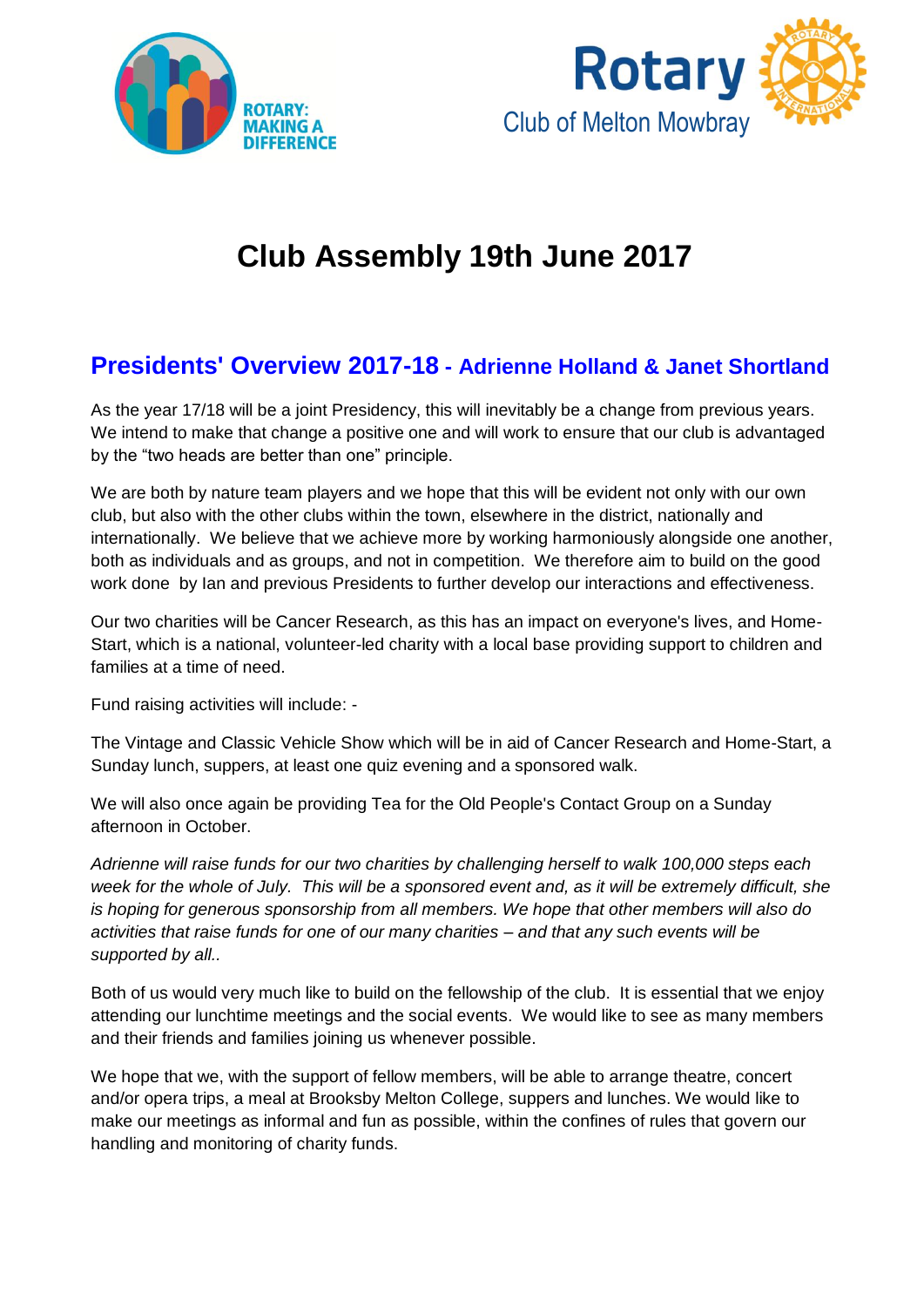ROTARY: MAKING A DIFFERENCE

Rotary Club of Melton Mowbray

# Club Assembly 19th June 2017

## Presidents' Overview 2017-18 - Adrienne Holland & Janet Shortland

As the year 17/18 will be a joint Presidency, this will inevitably be a change from previous years. We intend to make that change a positive one and will work to ensure that our club is advantaged by the "two heads are better than one" principle.

We are both by nature team players and we hope that this will be evident not only with our own club, but also with the other clubs within the town, elsewhere in the district, nationally and internationally. We believe that we achieve more by working harmoniously alongside one another, both as individuals and as groups, and not in competition. We therefore aim to build on the good work done by Ian and previous Presidents to further develop our interactions and effectiveness.

Our two charities will be Cancer Research, as this has an impact on everyone's lives, and Home-Start, which is a national, volunteer-led charity with a local base providing support to children and families at a time of need.

Fund raising activities will include: -

The Vintage and Classic Vehicle Show which will be in aid of Cancer Research and Home-Start, a Sunday lunch, suppers, at least one quiz evening and a sponsored walk.

We will also once again be providing Tea for the Old People's Contact Group on a Sunday afternoon in October.

*Adrienne will raise funds for our two charities by challenging herself to walk 100,000 steps each week for the whole of July. This will be a sponsored event and, as it will be extremely difficult, she is hoping for generous sponsorship from all members. We hope that other members will also do activities that raise funds for one of our many charities – and that any such events will be supported by all..*

Both of us would very much like to build on the fellowship of the club. It is essential that we enjoy attending our lunchtime meetings and the social events. We would like to see as many members and their friends and families joining us whenever possible.

We hope that we, with the support of fellow members, will be able to arrange theatre, concert and/or opera trips, a meal at Brooksby Melton College, suppers and lunches. We would like to make our meetings as informal and fun as possible, within the confines of rules that govern our handling and monitoring of charity funds.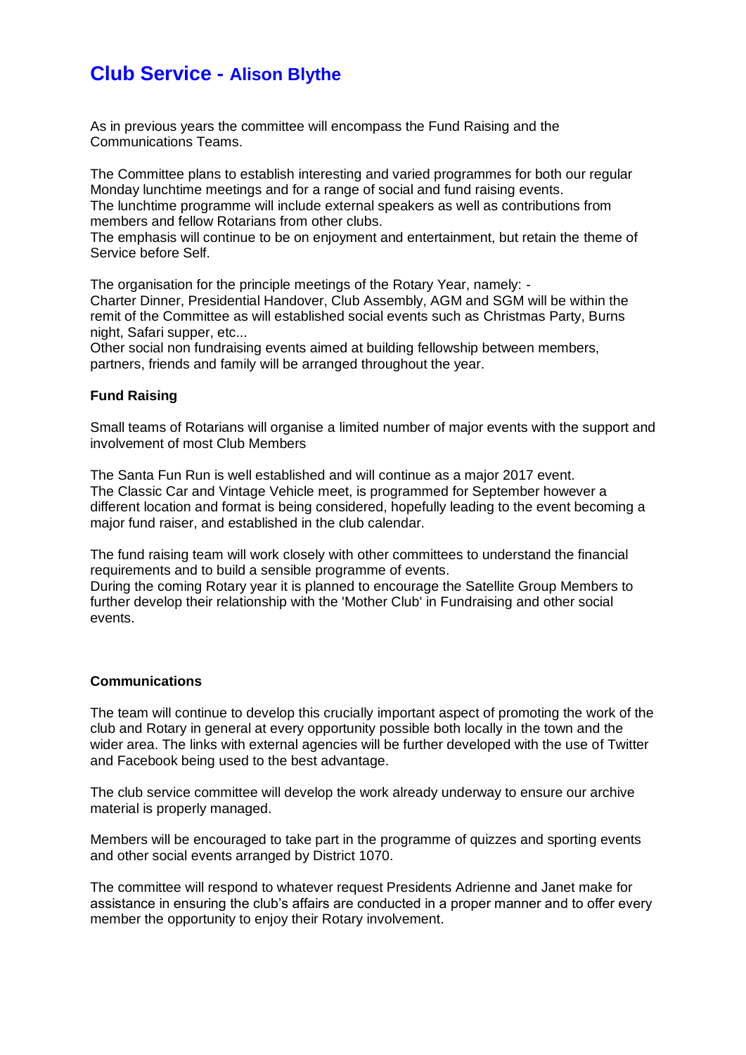# Club Service - Alison Blythe

As in previous years the committee will encompass the Fund Raising and the Communications Teams.

The Committee plans to establish interesting and varied programmes for both our regular Monday lunchtime meetings and for a range of social and fund raising events.
The lunchtime programme will include external speakers as well as contributions from members and fellow Rotarians from other clubs.
The emphasis will continue to be on enjoyment and entertainment, but retain the theme of Service before Self.

The organisation for the principle meetings of the Rotary Year, namely: -
Charter Dinner, Presidential Handover, Club Assembly, AGM and SGM will be within the remit of the Committee as will established social events such as Christmas Party, Burns night, Safari supper, etc...
Other social non fundraising events aimed at building fellowship between members, partners, friends and family will be arranged throughout the year.

**Fund Raising**

Small teams of Rotarians will organise a limited number of major events with the support and involvement of most Club Members

The Santa Fun Run is well established and will continue as a major 2017 event.
The Classic Car and Vintage Vehicle meet, is programmed for September however a different location and format is being considered, hopefully leading to the event becoming a major fund raiser, and established in the club calendar.

The fund raising team will work closely with other committees to understand the financial requirements and to build a sensible programme of events.
During the coming Rotary year it is planned to encourage the Satellite Group Members to further develop their relationship with the 'Mother Club' in Fundraising and other social events.

**Communications**

The team will continue to develop this crucially important aspect of promoting the work of the club and Rotary in general at every opportunity possible both locally in the town and the wider area. The links with external agencies will be further developed with the use of Twitter and Facebook being used to the best advantage.

The club service committee will develop the work already underway to ensure our archive material is properly managed.

Members will be encouraged to take part in the programme of quizzes and sporting events and other social events arranged by District 1070.

The committee will respond to whatever request Presidents Adrienne and Janet make for assistance in ensuring the club's affairs are conducted in a proper manner and to offer every member the opportunity to enjoy their Rotary involvement.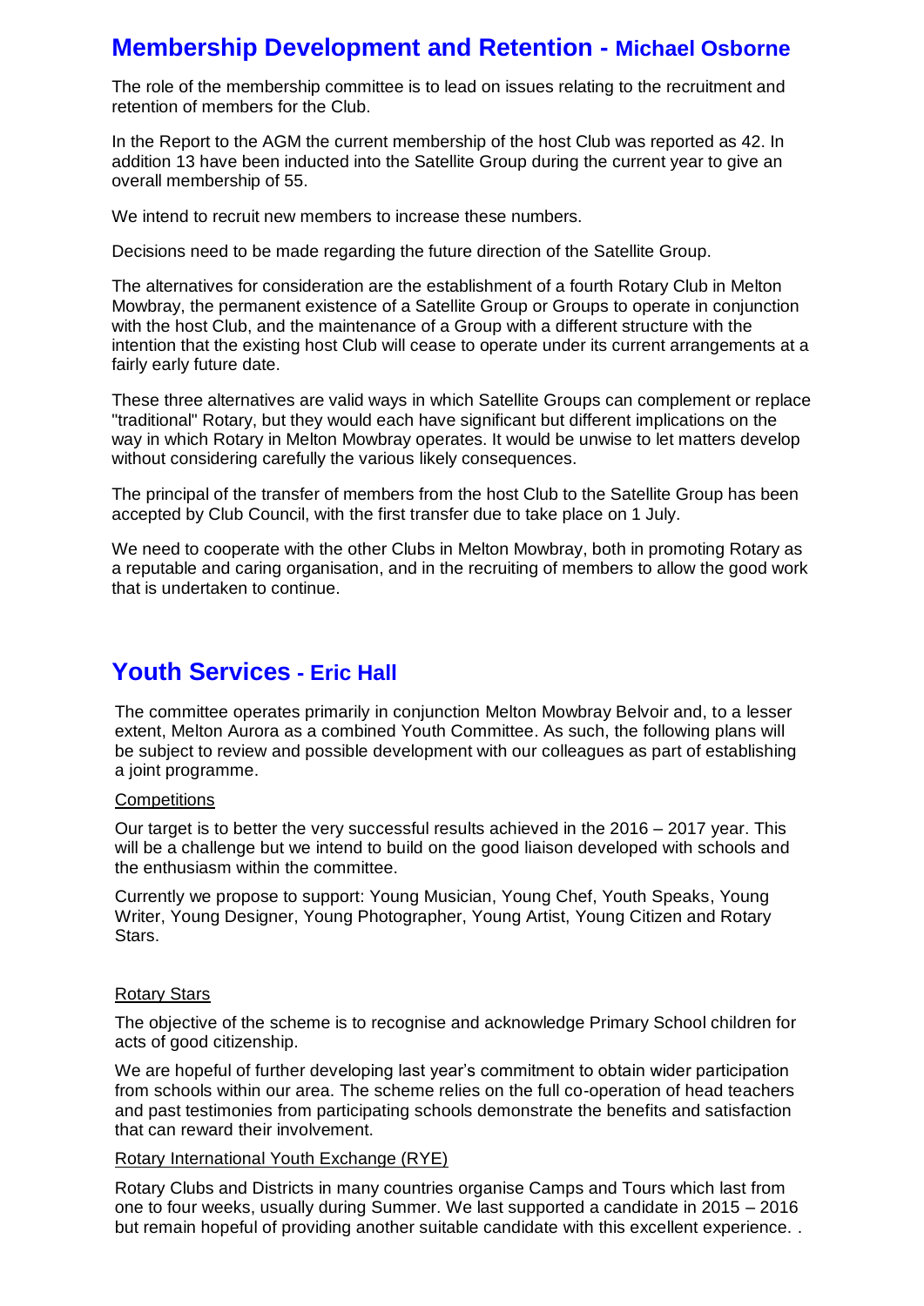## Membership Development and Retention - Michael Osborne

The role of the membership committee is to lead on issues relating to the recruitment and retention of members for the Club.

In the Report to the AGM the current membership of the host Club was reported as 42. In addition 13 have been inducted into the Satellite Group during the current year to give an overall membership of 55.

We intend to recruit new members to increase these numbers.

Decisions need to be made regarding the future direction of the Satellite Group.

The alternatives for consideration are the establishment of a fourth Rotary Club in Melton Mowbray, the permanent existence of a Satellite Group or Groups to operate in conjunction with the host Club, and the maintenance of a Group with a different structure with the intention that the existing host Club will cease to operate under its current arrangements at a fairly early future date.

These three alternatives are valid ways in which Satellite Groups can complement or replace "traditional" Rotary, but they would each have significant but different implications on the way in which Rotary in Melton Mowbray operates. It would be unwise to let matters develop without considering carefully the various likely consequences.

The principal of the transfer of members from the host Club to the Satellite Group has been accepted by Club Council, with the first transfer due to take place on 1 July.

We need to cooperate with the other Clubs in Melton Mowbray, both in promoting Rotary as a reputable and caring organisation, and in the recruiting of members to allow the good work that is undertaken to continue.

## Youth Services - Eric Hall

The committee operates primarily in conjunction Melton Mowbray Belvoir and, to a lesser extent, Melton Aurora as a combined Youth Committee. As such, the following plans will be subject to review and possible development with our colleagues as part of establishing a joint programme.

### Competitions

Our target is to better the very successful results achieved in the 2016 – 2017 year. This will be a challenge but we intend to build on the good liaison developed with schools and the enthusiasm within the committee.

Currently we propose to support: Young Musician, Young Chef, Youth Speaks, Young Writer, Young Designer, Young Photographer, Young Artist, Young Citizen and Rotary Stars.

### Rotary Stars

The objective of the scheme is to recognise and acknowledge Primary School children for acts of good citizenship.

We are hopeful of further developing last year's commitment to obtain wider participation from schools within our area. The scheme relies on the full co-operation of head teachers and past testimonies from participating schools demonstrate the benefits and satisfaction that can reward their involvement.

### Rotary International Youth Exchange (RYE)

Rotary Clubs and Districts in many countries organise Camps and Tours which last from one to four weeks, usually during Summer. We last supported a candidate in 2015 – 2016 but remain hopeful of providing another suitable candidate with this excellent experience. .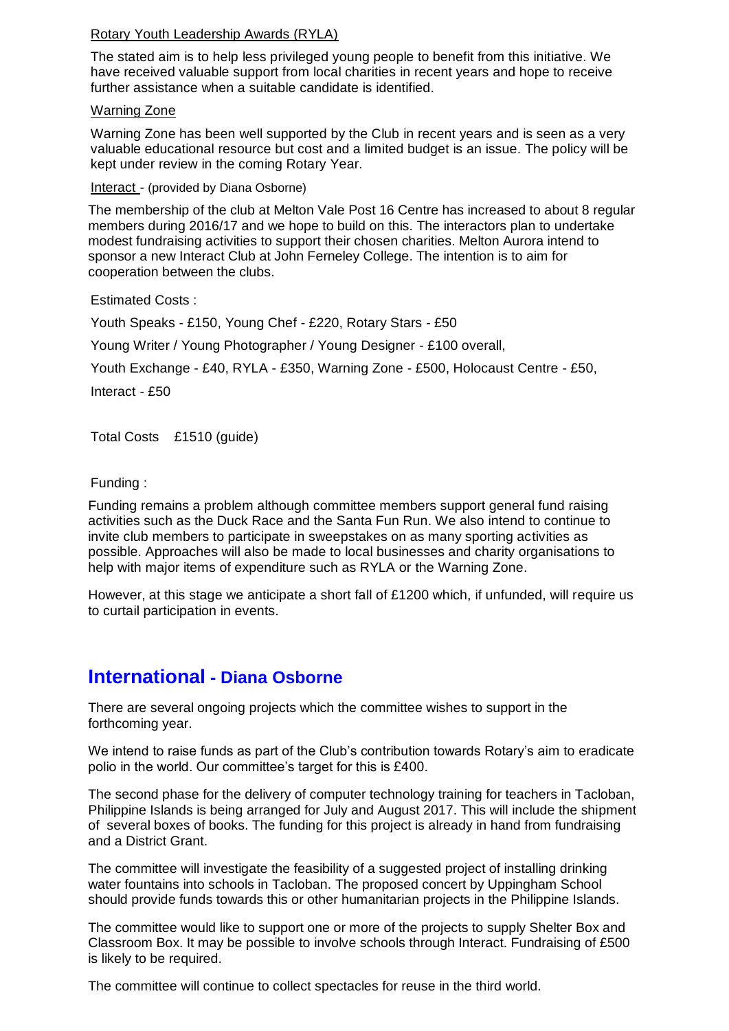Rotary Youth Leadership Awards (RYLA)

The stated aim is to help less privileged young people to benefit from this initiative. We have received valuable support from local charities in recent years and hope to receive further assistance when a suitable candidate is identified.

Warning Zone

Warning Zone has been well supported by the Club in recent years and is seen as a very valuable educational resource but cost and a limited budget is an issue. The policy will be kept under review in the coming Rotary Year.

Interact - (provided by Diana Osborne)

The membership of the club at Melton Vale Post 16 Centre has increased to about 8 regular members during 2016/17 and we hope to build on this. The interactors plan to undertake modest fundraising activities to support their chosen charities. Melton Aurora intend to sponsor a new Interact Club at John Ferneley College. The intention is to aim for cooperation between the clubs.

Estimated Costs :

Youth Speaks - £150, Young Chef - £220, Rotary Stars - £50

Young Writer / Young Photographer / Young Designer - £100 overall,

Youth Exchange - £40, RYLA - £350, Warning Zone - £500, Holocaust Centre - £50,

Interact - £50

Total Costs £1510 (guide)

Funding :

Funding remains a problem although committee members support general fund raising activities such as the Duck Race and the Santa Fun Run. We also intend to continue to invite club members to participate in sweepstakes on as many sporting activities as possible. Approaches will also be made to local businesses and charity organisations to help with major items of expenditure such as RYLA or the Warning Zone.

However, at this stage we anticipate a short fall of £1200 which, if unfunded, will require us to curtail participation in events.

## International - Diana Osborne

There are several ongoing projects which the committee wishes to support in the forthcoming year.

We intend to raise funds as part of the Club's contribution towards Rotary's aim to eradicate polio in the world. Our committee's target for this is £400.

The second phase for the delivery of computer technology training for teachers in Tacloban, Philippine Islands is being arranged for July and August 2017. This will include the shipment of several boxes of books. The funding for this project is already in hand from fundraising and a District Grant.

The committee will investigate the feasibility of a suggested project of installing drinking water fountains into schools in Tacloban. The proposed concert by Uppingham School should provide funds towards this or other humanitarian projects in the Philippine Islands.

The committee would like to support one or more of the projects to supply Shelter Box and Classroom Box. It may be possible to involve schools through Interact. Fundraising of £500 is likely to be required.

The committee will continue to collect spectacles for reuse in the third world.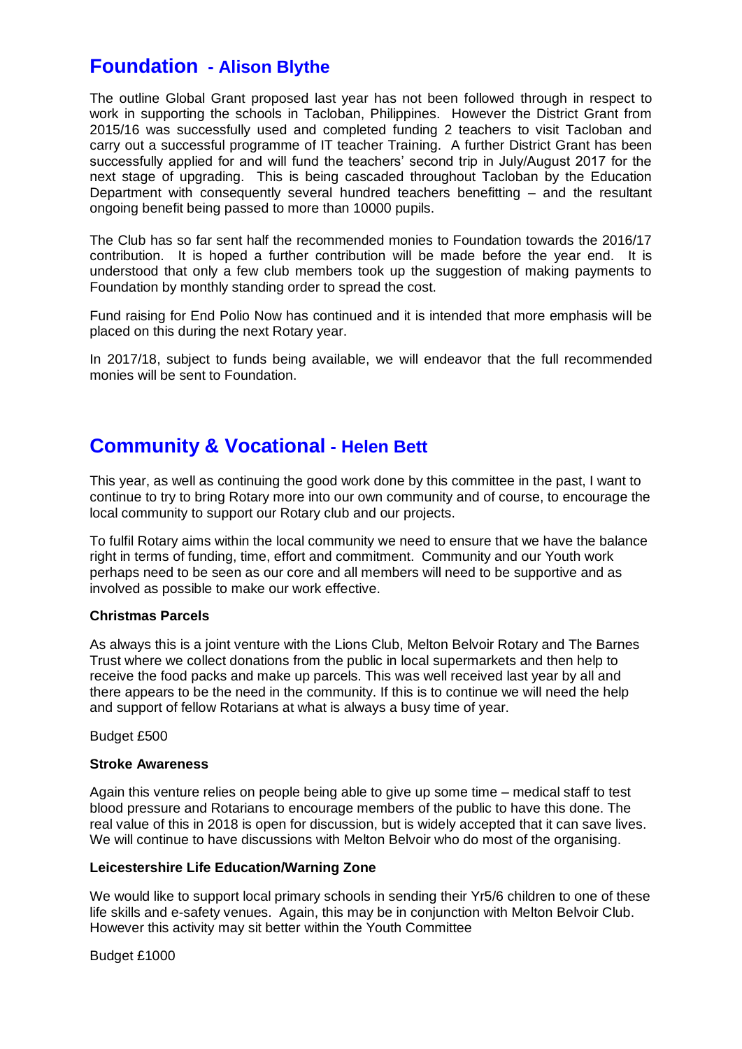## Foundation - Alison Blythe

The outline Global Grant proposed last year has not been followed through in respect to work in supporting the schools in Tacloban, Philippines. However the District Grant from 2015/16 was successfully used and completed funding 2 teachers to visit Tacloban and carry out a successful programme of IT teacher Training. A further District Grant has been successfully applied for and will fund the teachers' second trip in July/August 2017 for the next stage of upgrading. This is being cascaded throughout Tacloban by the Education Department with consequently several hundred teachers benefitting – and the resultant ongoing benefit being passed to more than 10000 pupils.

The Club has so far sent half the recommended monies to Foundation towards the 2016/17 contribution. It is hoped a further contribution will be made before the year end. It is understood that only a few club members took up the suggestion of making payments to Foundation by monthly standing order to spread the cost.

Fund raising for End Polio Now has continued and it is intended that more emphasis will be placed on this during the next Rotary year.

In 2017/18, subject to funds being available, we will endeavor that the full recommended monies will be sent to Foundation.

## Community & Vocational - Helen Bett

This year, as well as continuing the good work done by this committee in the past, I want to continue to try to bring Rotary more into our own community and of course, to encourage the local community to support our Rotary club and our projects.

To fulfil Rotary aims within the local community we need to ensure that we have the balance right in terms of funding, time, effort and commitment. Community and our Youth work perhaps need to be seen as our core and all members will need to be supportive and as involved as possible to make our work effective.

**Christmas Parcels**

As always this is a joint venture with the Lions Club, Melton Belvoir Rotary and The Barnes Trust where we collect donations from the public in local supermarkets and then help to receive the food packs and make up parcels. This was well received last year by all and there appears to be the need in the community. If this is to continue we will need the help and support of fellow Rotarians at what is always a busy time of year.

Budget £500

**Stroke Awareness**

Again this venture relies on people being able to give up some time – medical staff to test blood pressure and Rotarians to encourage members of the public to have this done. The real value of this in 2018 is open for discussion, but is widely accepted that it can save lives. We will continue to have discussions with Melton Belvoir who do most of the organising.

**Leicestershire Life Education/Warning Zone**

We would like to support local primary schools in sending their Yr5/6 children to one of these life skills and e-safety venues. Again, this may be in conjunction with Melton Belvoir Club. However this activity may sit better within the Youth Committee

Budget £1000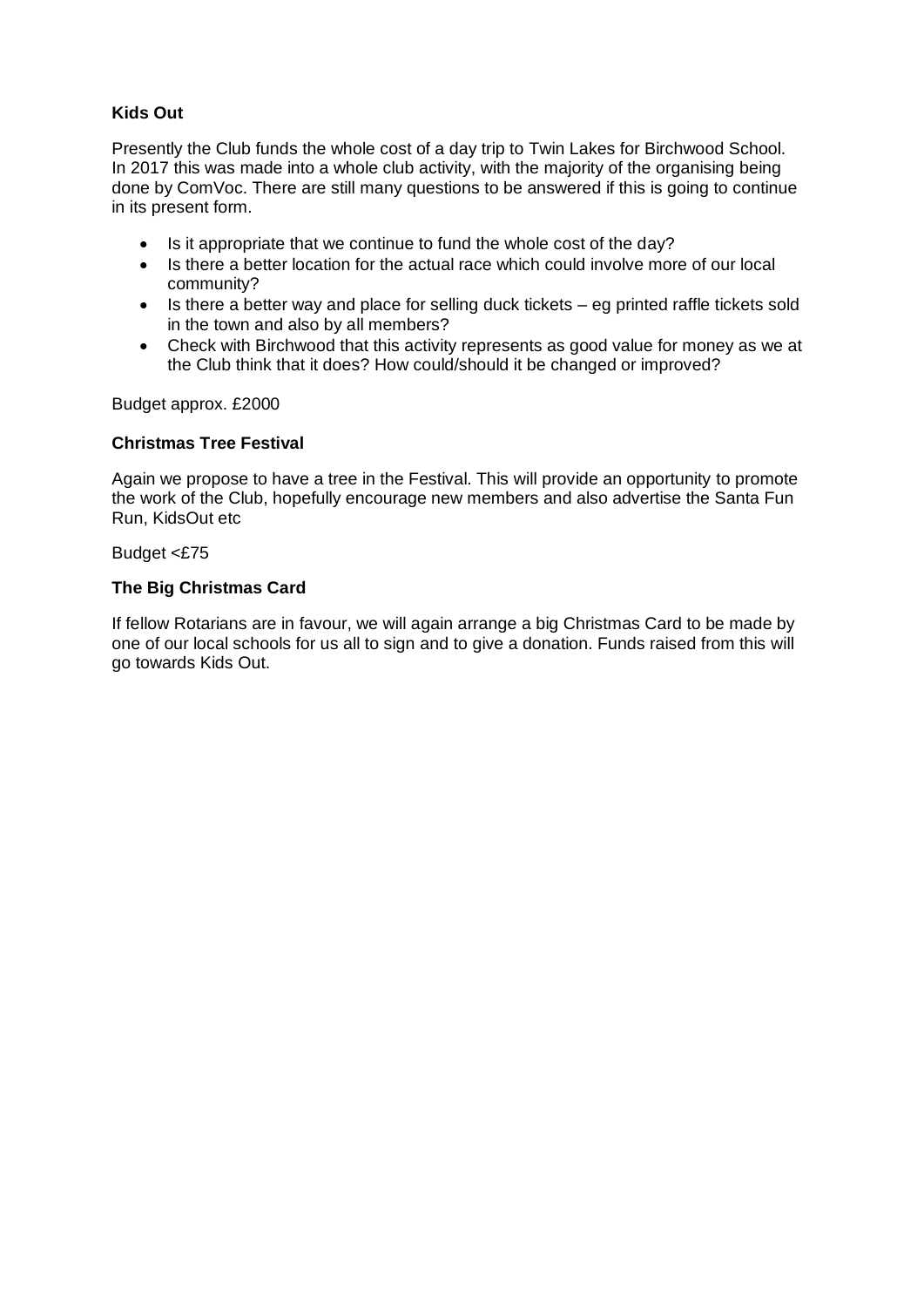**Kids Out**

Presently the Club funds the whole cost of a day trip to Twin Lakes for Birchwood School. In 2017 this was made into a whole club activity, with the majority of the organising being done by ComVoc. There are still many questions to be answered if this is going to continue in its present form.

- Is it appropriate that we continue to fund the whole cost of the day?
- Is there a better location for the actual race which could involve more of our local community?
- Is there a better way and place for selling duck tickets – eg printed raffle tickets sold in the town and also by all members?
- Check with Birchwood that this activity represents as good value for money as we at the Club think that it does? How could/should it be changed or improved?

Budget approx. £2000

**Christmas Tree Festival**

Again we propose to have a tree in the Festival. This will provide an opportunity to promote the work of the Club, hopefully encourage new members and also advertise the Santa Fun Run, KidsOut etc

Budget <£75

**The Big Christmas Card**

If fellow Rotarians are in favour, we will again arrange a big Christmas Card to be made by one of our local schools for us all to sign and to give a donation. Funds raised from this will go towards Kids Out.